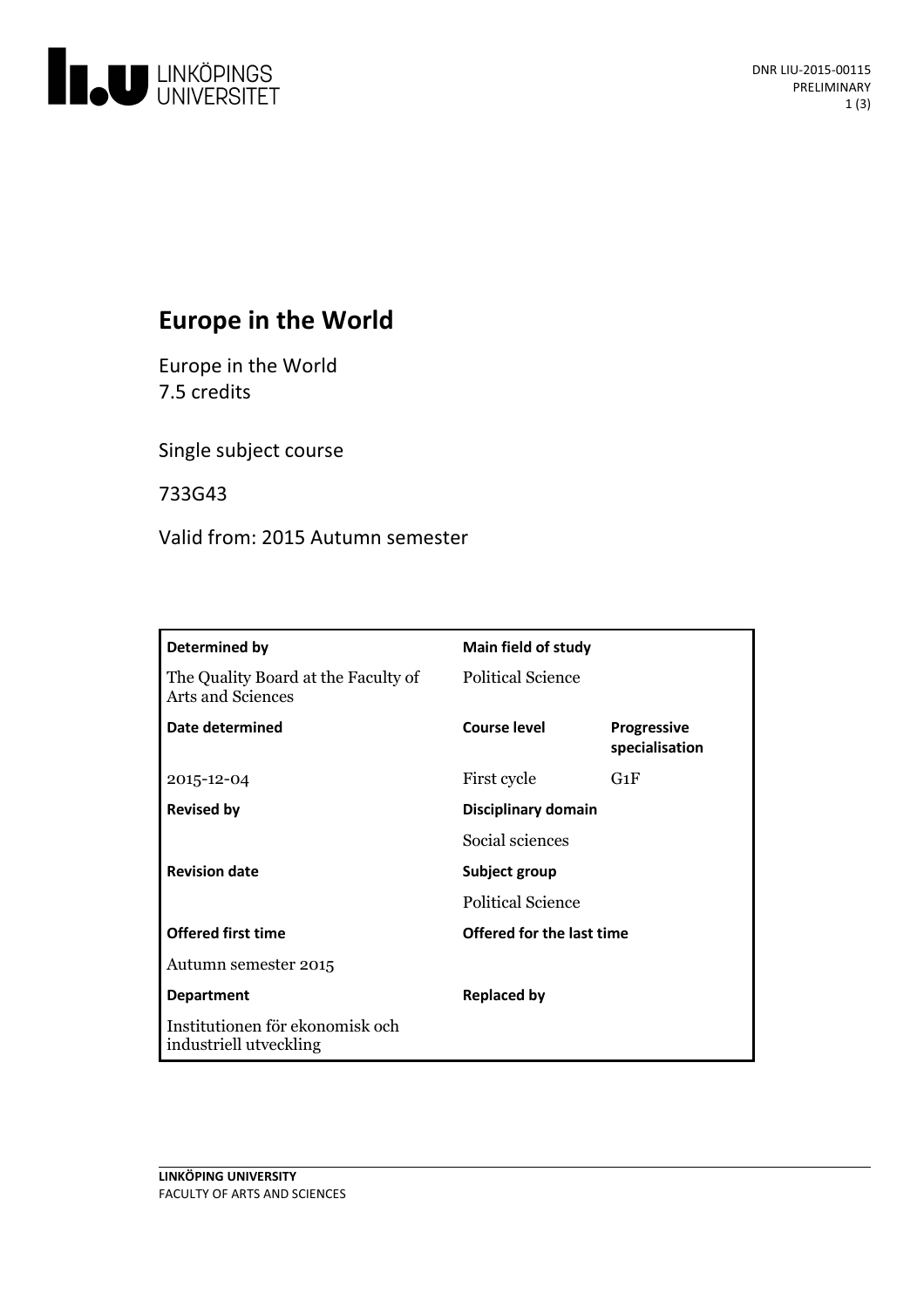# Europe in the World

Europe in the World
7.5 credits

Single subject course

733G43

Valid from: 2015 Autumn semester

| Determined by | Main field of study | |
|---|---|---|
| The Quality Board at the Faculty of Arts and Sciences | Political Science | |
| **Date determined** | **Course level** | **Progressive specialisation** |
| 2015-12-04 | First cycle | G1F |
| **Revised by** | **Disciplinary domain** | |
| | Social sciences | |
| **Revision date** | **Subject group** | |
| | Political Science | |
| **Offered first time** | **Offered for the last time** | |
| Autumn semester 2015 | | |
| **Department** | **Replaced by** | |
| Institutionen för ekonomisk och industriell utveckling | | |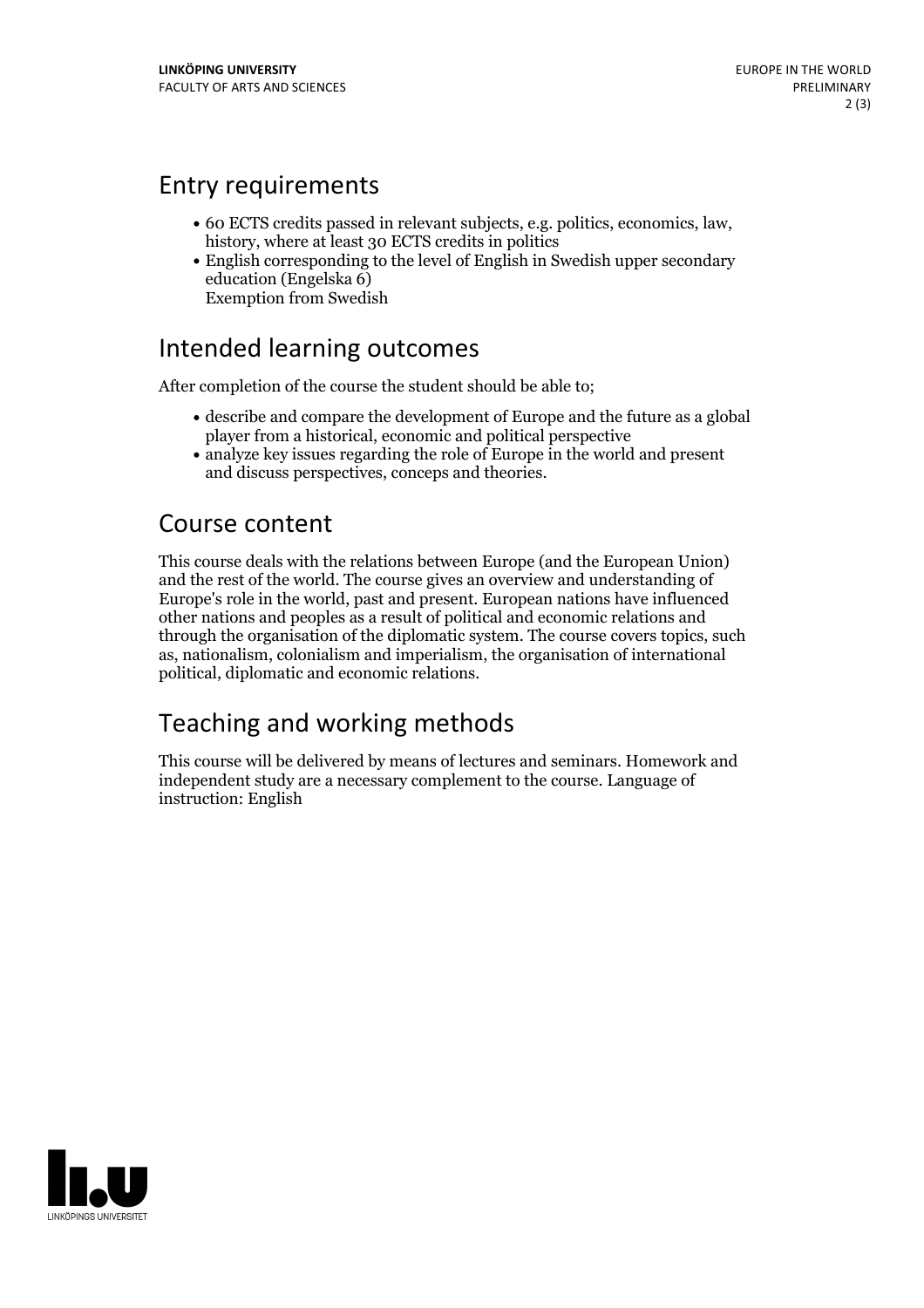## Entry requirements

- 60 ECTS credits passed in relevant subjects, e.g. politics, economics, law, history, where at least 30 ECTS credits in politics
- English corresponding to the level of English in Swedish upper secondary education (Engelska 6)
  Exemption from Swedish

## Intended learning outcomes

After completion of the course the student should be able to;

- describe and compare the development of Europe and the future as a global player from a historical, economic and political perspective
- analyze key issues regarding the role of Europe in the world and present and discuss perspectives, conceps and theories.

## Course content

This course deals with the relations between Europe (and the European Union) and the rest of the world. The course gives an overview and understanding of Europe's role in the world, past and present. European nations have influenced other nations and peoples as a result of political and economic relations and through the organisation of the diplomatic system. The course covers topics, such as, nationalism, colonialism and imperialism, the organisation of international political, diplomatic and economic relations.

## Teaching and working methods

This course will be delivered by means of lectures and seminars. Homework and independent study are a necessary complement to the course. Language of instruction: English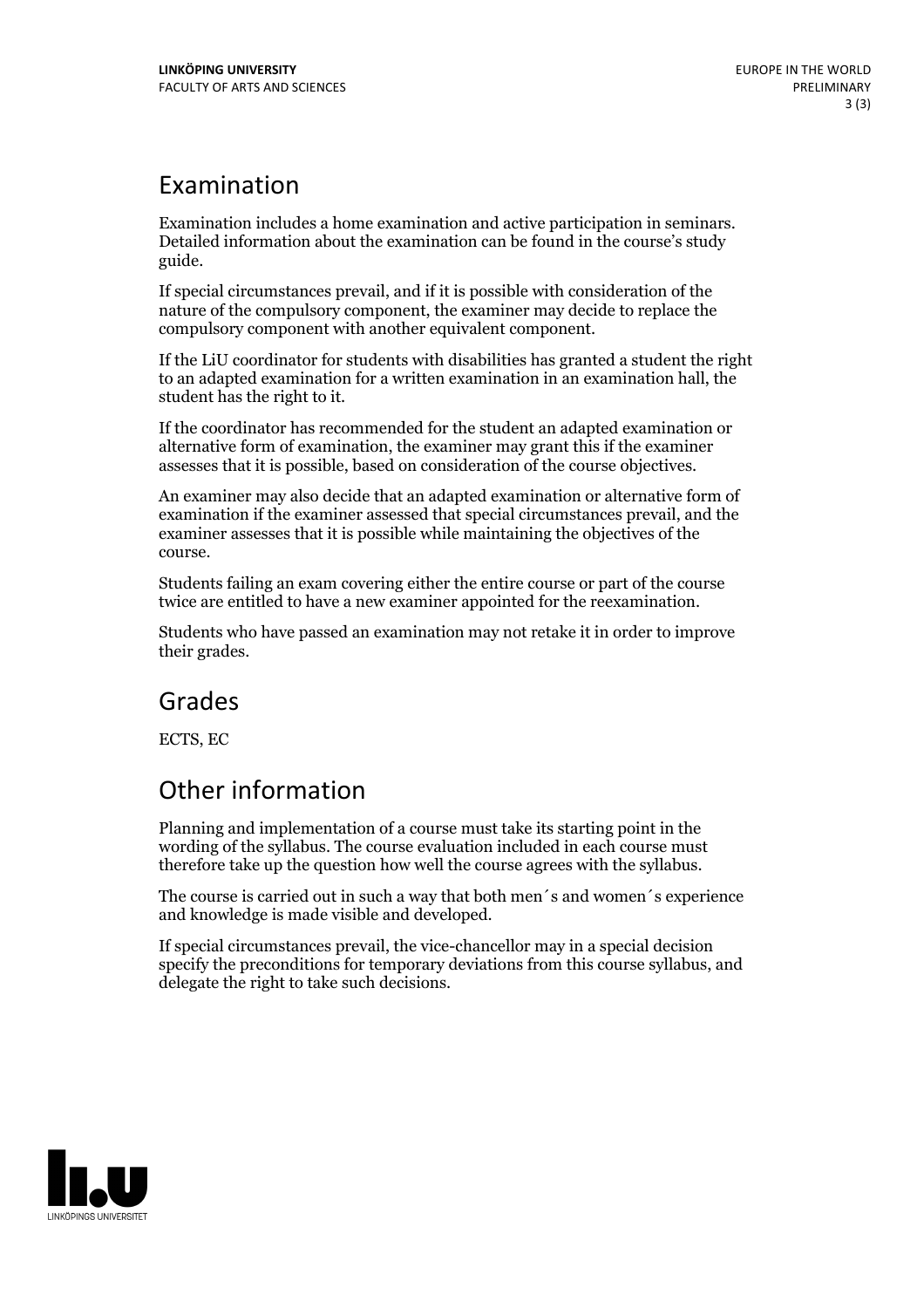## Examination

Examination includes a home examination and active participation in seminars. Detailed information about the examination can be found in the course's study guide.

If special circumstances prevail, and if it is possible with consideration of the nature of the compulsory component, the examiner may decide to replace the compulsory component with another equivalent component.

If the LiU coordinator for students with disabilities has granted a student the right to an adapted examination for a written examination in an examination hall, the student has the right to it.

If the coordinator has recommended for the student an adapted examination or alternative form of examination, the examiner may grant this if the examiner assesses that it is possible, based on consideration of the course objectives.

An examiner may also decide that an adapted examination or alternative form of examination if the examiner assessed that special circumstances prevail, and the examiner assesses that it is possible while maintaining the objectives of the course.

Students failing an exam covering either the entire course or part of the course twice are entitled to have a new examiner appointed for the reexamination.

Students who have passed an examination may not retake it in order to improve their grades.

## Grades

ECTS, EC

## Other information

Planning and implementation of a course must take its starting point in the wording of the syllabus. The course evaluation included in each course must therefore take up the question how well the course agrees with the syllabus.

The course is carried out in such a way that both men´s and women´s experience and knowledge is made visible and developed.

If special circumstances prevail, the vice-chancellor may in a special decision specify the preconditions for temporary deviations from this course syllabus, and delegate the right to take such decisions.